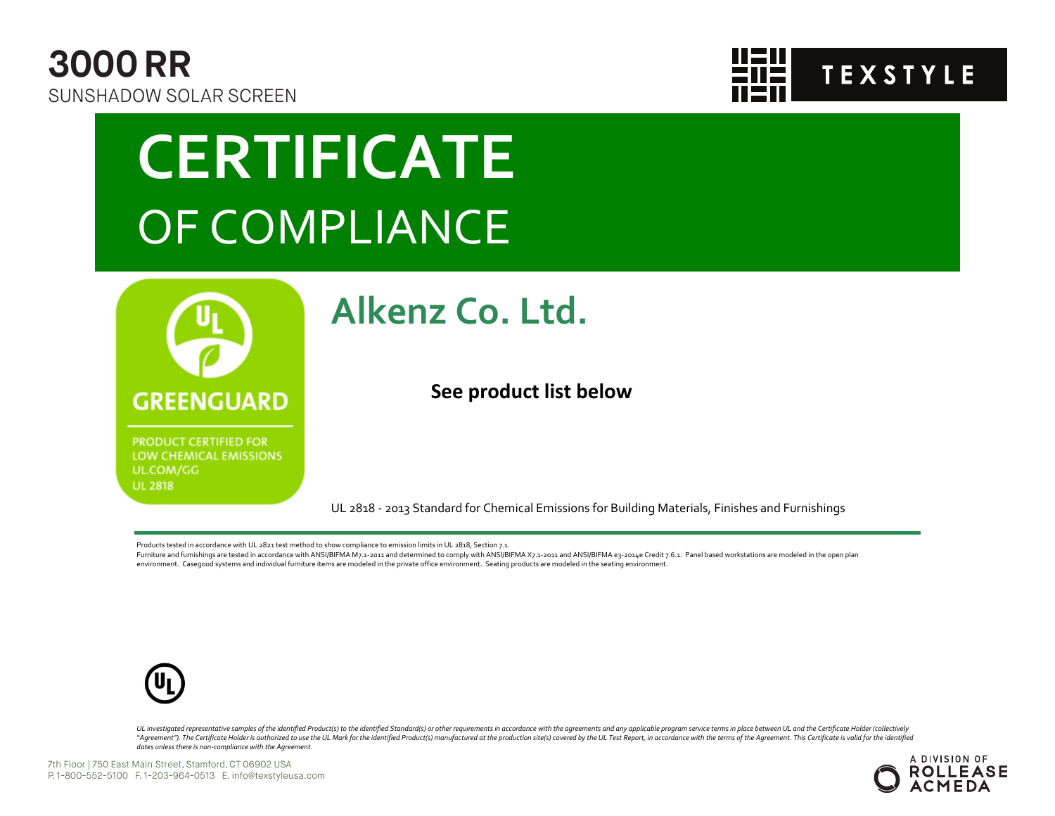# 3000 RR

SUNSHADOW SOLAR SCREEN

TEXSTYLE

# CERTIFICATE

## OF COMPLIANCE

GREENGUARD

PRODUCT CERTIFIED FOR LOW CHEMICAL EMISSIONS UL.COM/GG UL 2818

## Alkenz Co. Ltd.

**See product list below**

UL 2818 - 2013 Standard for Chemical Emissions for Building Materials, Finishes and Furnishings

---

Products tested in accordance with UL 2821 test method to show compliance to emission limits in UL 2818, Section 7.1.
Furniture and furnishings are tested in accordance with ANSI/BIFMA M7.1-2011 and determined to comply with ANSI/BIFMA X7.1-2011 and ANSI/BIFMA e3-2014e Credit 7.6.1. Panel based workstations are modeled in the open plan environment. Casegood systems and individual furniture items are modeled in the private office environment. Seating products are modeled in the seating environment.

*UL investigated representative samples of the identified Product(s) to the identified Standard(s) or other requirements in accordance with the agreements and any applicable program service terms in place between UL and the Certificate Holder (collectively "Agreement"). The Certificate Holder is authorized to use the UL Mark for the identified Product(s) manufactured at the production site(s) covered by the UL Test Report, in accordance with the terms of the Agreement. This Certificate is valid for the identified dates unless there is non-compliance with the Agreement.*

7th Floor | 750 East Main Street, Stamford, CT 06902 USA
P. 1-800-552-5100 F. 1-203-964-0513 E. info@texstyleusa.com

A DIVISION OF ROLLEASE ACMEDA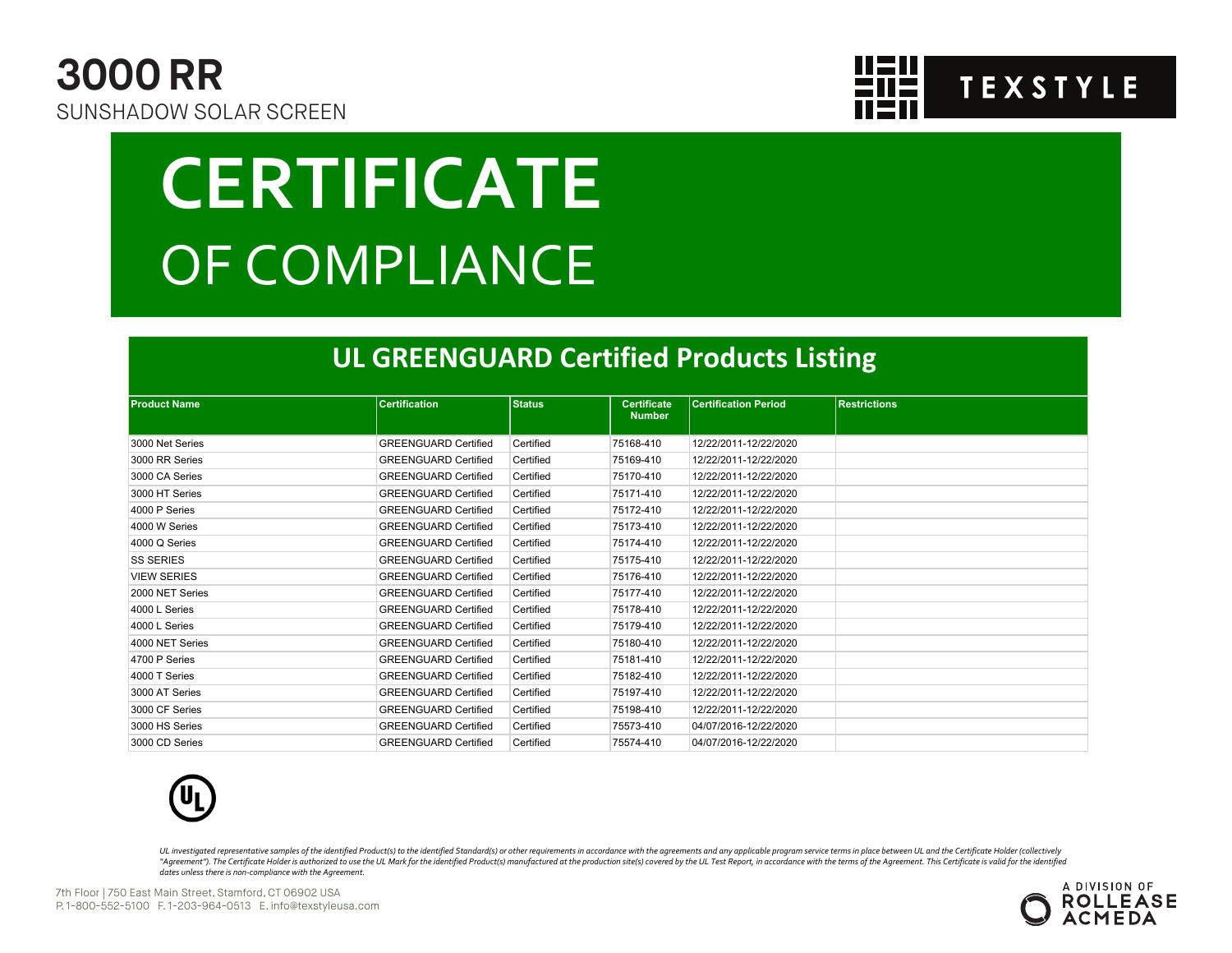# 3000 RR

SUNSHADOW SOLAR SCREEN

TEXSTYLE

# CERTIFICATE OF COMPLIANCE

## UL GREENGUARD Certified Products Listing

| Product Name | Certification | Status | Certificate Number | Certification Period | Restrictions |
|---|---|---|---|---|---|
| 3000 Net Series | GREENGUARD Certified | Certified | 75168-410 | 12/22/2011-12/22/2020 | |
| 3000 RR Series | GREENGUARD Certified | Certified | 75169-410 | 12/22/2011-12/22/2020 | |
| 3000 CA Series | GREENGUARD Certified | Certified | 75170-410 | 12/22/2011-12/22/2020 | |
| 3000 HT Series | GREENGUARD Certified | Certified | 75171-410 | 12/22/2011-12/22/2020 | |
| 4000 P Series | GREENGUARD Certified | Certified | 75172-410 | 12/22/2011-12/22/2020 | |
| 4000 W Series | GREENGUARD Certified | Certified | 75173-410 | 12/22/2011-12/22/2020 | |
| 4000 Q Series | GREENGUARD Certified | Certified | 75174-410 | 12/22/2011-12/22/2020 | |
| SS SERIES | GREENGUARD Certified | Certified | 75175-410 | 12/22/2011-12/22/2020 | |
| VIEW SERIES | GREENGUARD Certified | Certified | 75176-410 | 12/22/2011-12/22/2020 | |
| 2000 NET Series | GREENGUARD Certified | Certified | 75177-410 | 12/22/2011-12/22/2020 | |
| 4000 L Series | GREENGUARD Certified | Certified | 75178-410 | 12/22/2011-12/22/2020 | |
| 4000 L Series | GREENGUARD Certified | Certified | 75179-410 | 12/22/2011-12/22/2020 | |
| 4000 NET Series | GREENGUARD Certified | Certified | 75180-410 | 12/22/2011-12/22/2020 | |
| 4700 P Series | GREENGUARD Certified | Certified | 75181-410 | 12/22/2011-12/22/2020 | |
| 4000 T Series | GREENGUARD Certified | Certified | 75182-410 | 12/22/2011-12/22/2020 | |
| 3000 AT Series | GREENGUARD Certified | Certified | 75197-410 | 12/22/2011-12/22/2020 | |
| 3000 CF Series | GREENGUARD Certified | Certified | 75198-410 | 12/22/2011-12/22/2020 | |
| 3000 HS Series | GREENGUARD Certified | Certified | 75573-410 | 04/07/2016-12/22/2020 | |
| 3000 CD Series | GREENGUARD Certified | Certified | 75574-410 | 04/07/2016-12/22/2020 | |

*UL investigated representative samples of the identified Product(s) to the identified Standard(s) or other requirements in accordance with the agreements and any applicable program service terms in place between UL and the Certificate Holder (collectively "Agreement"). The Certificate Holder is authorized to use the UL Mark for the identified Product(s) manufactured at the production site(s) covered by the UL Test Report, in accordance with the terms of the Agreement. This Certificate is valid for the identified dates unless there is non-compliance with the Agreement.*

7th Floor | 750 East Main Street, Stamford, CT 06902 USA
P. 1-800-552-5100 F. 1-203-964-0513 E. info@texstyleusa.com

A DIVISION OF ROLLEASE ACMEDA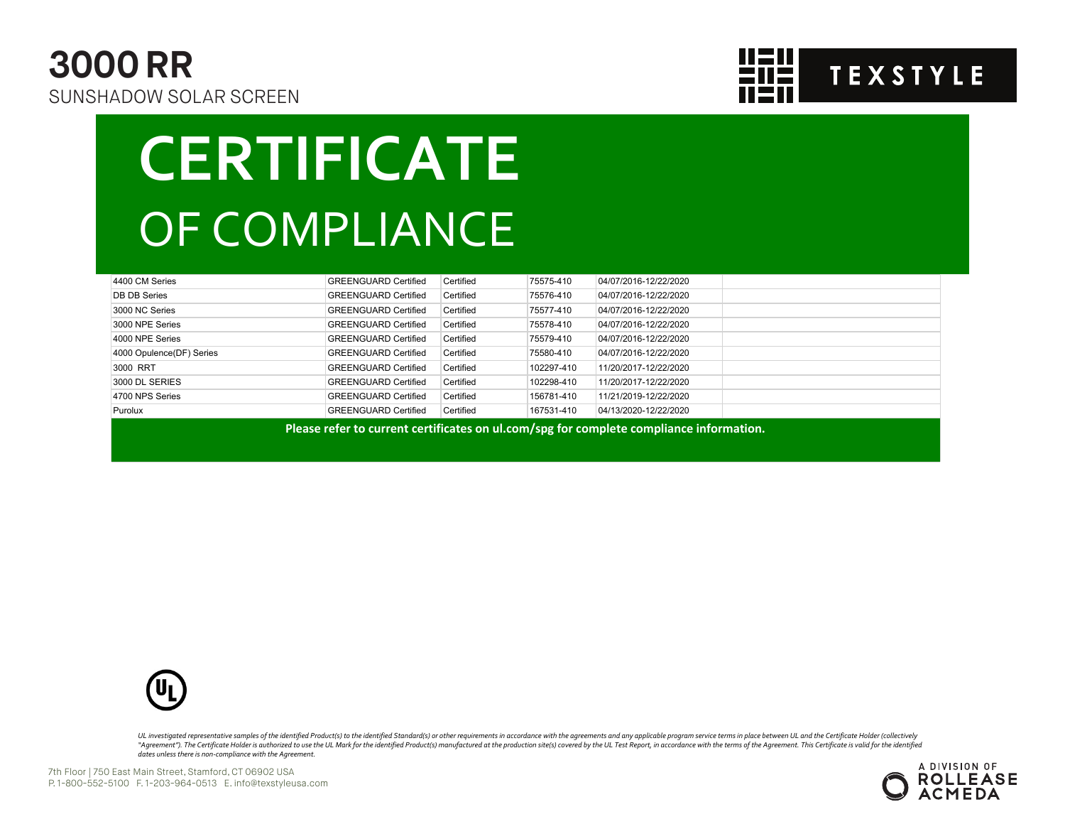# 3000 RR

SUNSHADOW SOLAR SCREEN

TEXSTYLE

# CERTIFICATE

## OF COMPLIANCE

| | | | | | |
|---|---|---|---|---|---|
| 4400 CM Series | GREENGUARD Certified | Certified | 75575-410 | 04/07/2016-12/22/2020 | |
| DB DB Series | GREENGUARD Certified | Certified | 75576-410 | 04/07/2016-12/22/2020 | |
| 3000 NC Series | GREENGUARD Certified | Certified | 75577-410 | 04/07/2016-12/22/2020 | |
| 3000 NPE Series | GREENGUARD Certified | Certified | 75578-410 | 04/07/2016-12/22/2020 | |
| 4000 NPE Series | GREENGUARD Certified | Certified | 75579-410 | 04/07/2016-12/22/2020 | |
| 4000 Opulence(DF) Series | GREENGUARD Certified | Certified | 75580-410 | 04/07/2016-12/22/2020 | |
| 3000 RRT | GREENGUARD Certified | Certified | 102297-410 | 11/20/2017-12/22/2020 | |
| 3000 DL SERIES | GREENGUARD Certified | Certified | 102298-410 | 11/20/2017-12/22/2020 | |
| 4700 NPS Series | GREENGUARD Certified | Certified | 156781-410 | 11/21/2019-12/22/2020 | |
| Purolux | GREENGUARD Certified | Certified | 167531-410 | 04/13/2020-12/22/2020 | |

**Please refer to current certificates on ul.com/spg for complete compliance information.**

*UL investigated representative samples of the identified Product(s) to the identified Standard(s) or other requirements in accordance with the agreements and any applicable program service terms in place between UL and the Certificate Holder (collectively "Agreement"). The Certificate Holder is authorized to use the UL Mark for the identified Product(s) manufactured at the production site(s) covered by the UL Test Report, in accordance with the terms of the Agreement. This Certificate is valid for the identified dates unless there is non-compliance with the Agreement.*

7th Floor | 750 East Main Street, Stamford, CT 06902 USA
P. 1-800-552-5100 F. 1-203-964-0513 E. info@texstyleusa.com

A DIVISION OF ROLLEASE ACMEDA